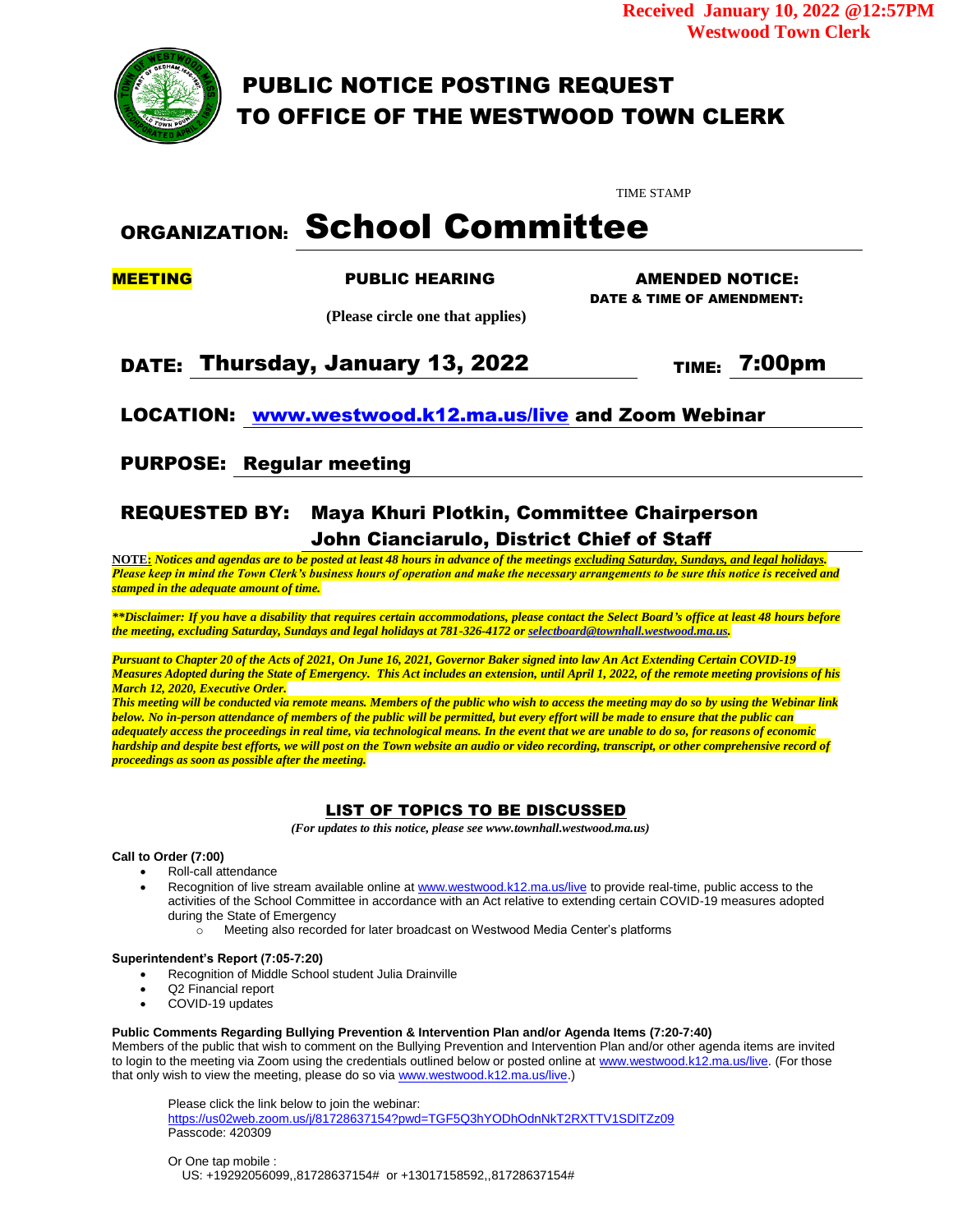**Received January 10, 2022 @12:57PM**
**Westwood Town Clerk**

# PUBLIC NOTICE POSTING REQUEST TO OFFICE OF THE WESTWOOD TOWN CLERK

TIME STAMP

## ORGANIZATION: School Committee

**MEETING** **PUBLIC HEARING** **AMENDED NOTICE:**
**DATE & TIME OF AMENDMENT:**

**(Please circle one that applies)**

**DATE: Thursday, January 13, 2022** **TIME: 7:00pm**

**LOCATION: www.westwood.k12.ma.us/live and Zoom Webinar**

**PURPOSE: Regular meeting**

**REQUESTED BY: Maya Khuri Plotkin, Committee Chairperson**
**John Cianciarulo, District Chief of Staff**

**NOTE:** ***Notices and agendas are to be posted at least 48 hours in advance of the meetings excluding Saturday, Sundays, and legal holidays. Please keep in mind the Town Clerk's business hours of operation and make the necessary arrangements to be sure this notice is received and stamped in the adequate amount of time.***

***\*\*Disclaimer: If you have a disability that requires certain accommodations, please contact the Select Board's office at least 48 hours before the meeting, excluding Saturday, Sundays and legal holidays at 781-326-4172 or selectboard@townhall.westwood.ma.us.***

***Pursuant to Chapter 20 of the Acts of 2021, On June 16, 2021, Governor Baker signed into law An Act Extending Certain COVID-19 Measures Adopted during the State of Emergency. This Act includes an extension, until April 1, 2022, of the remote meeting provisions of his March 12, 2020, Executive Order.***
***This meeting will be conducted via remote means. Members of the public who wish to access the meeting may do so by using the Webinar link below. No in-person attendance of members of the public will be permitted, but every effort will be made to ensure that the public can adequately access the proceedings in real time, via technological means. In the event that we are unable to do so, for reasons of economic hardship and despite best efforts, we will post on the Town website an audio or video recording, transcript, or other comprehensive record of proceedings as soon as possible after the meeting.***

## LIST OF TOPICS TO BE DISCUSSED

*(For updates to this notice, please see www.townhall.westwood.ma.us)*

**Call to Order (7:00)**

- Roll-call attendance
- Recognition of live stream available online at www.westwood.k12.ma.us/live to provide real-time, public access to the activities of the School Committee in accordance with an Act relative to extending certain COVID-19 measures adopted during the State of Emergency
  - Meeting also recorded for later broadcast on Westwood Media Center's platforms

**Superintendent's Report (7:05-7:20)**

- Recognition of Middle School student Julia Drainville
- Q2 Financial report
- COVID-19 updates

**Public Comments Regarding Bullying Prevention & Intervention Plan and/or Agenda Items (7:20-7:40)**
Members of the public that wish to comment on the Bullying Prevention and Intervention Plan and/or other agenda items are invited to login to the meeting via Zoom using the credentials outlined below or posted online at www.westwood.k12.ma.us/live. (For those that only wish to view the meeting, please do so via www.westwood.k12.ma.us/live.)

Please click the link below to join the webinar:
https://us02web.zoom.us/j/81728637154?pwd=TGF5Q3hYODhOdnNkT2RXTTV1SDlTZz09
Passcode: 420309

Or One tap mobile :
US: +19292056099,,81728637154# or +13017158592,,81728637154#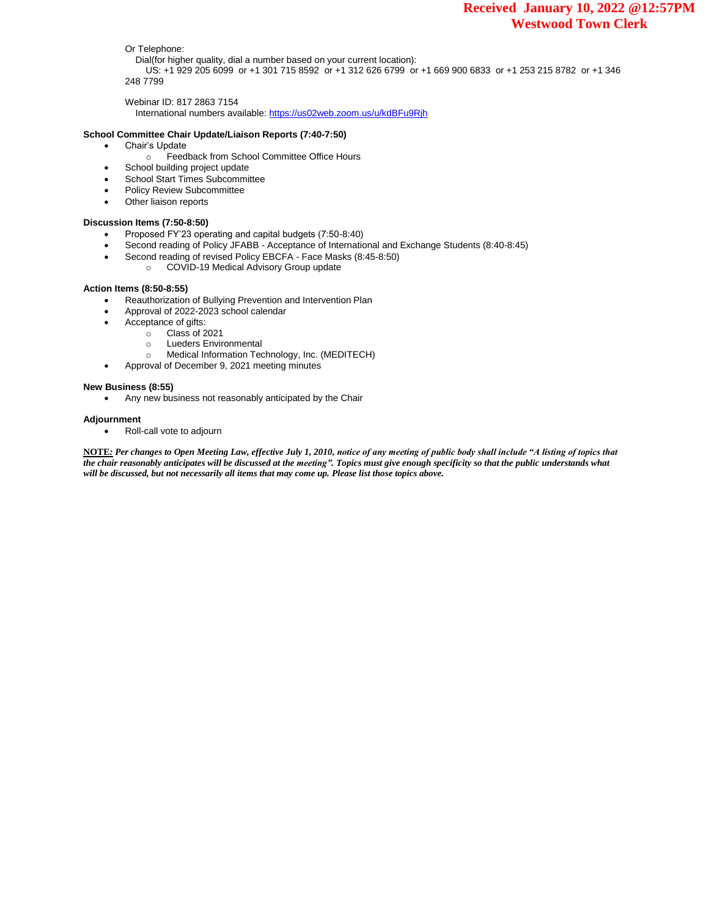**Received January 10, 2022 @12:57PM**
**Westwood Town Clerk**

Or Telephone:
Dial(for higher quality, dial a number based on your current location):
US: +1 929 205 6099 or +1 301 715 8592 or +1 312 626 6799 or +1 669 900 6833 or +1 253 215 8782 or +1 346 248 7799

Webinar ID: 817 2863 7154
International numbers available: https://us02web.zoom.us/u/kdBFu9Rjh

**School Committee Chair Update/Liaison Reports (7:40-7:50)**

- Chair's Update
  - Feedback from School Committee Office Hours
- School building project update
- School Start Times Subcommittee
- Policy Review Subcommittee
- Other liaison reports

**Discussion Items (7:50-8:50)**

- Proposed FY'23 operating and capital budgets (7:50-8:40)
- Second reading of Policy JFABB - Acceptance of International and Exchange Students (8:40-8:45)
- Second reading of revised Policy EBCFA - Face Masks (8:45-8:50)
  - COVID-19 Medical Advisory Group update

**Action Items (8:50-8:55)**

- Reauthorization of Bullying Prevention and Intervention Plan
- Approval of 2022-2023 school calendar
- Acceptance of gifts:
  - Class of 2021
  - Lueders Environmental
  - Medical Information Technology, Inc. (MEDITECH)
- Approval of December 9, 2021 meeting minutes

**New Business (8:55)**

- Any new business not reasonably anticipated by the Chair

**Adjournment**

- Roll-call vote to adjourn

**NOTE:** ***Per changes to Open Meeting Law, effective July 1, 2010, notice of any meeting of public body shall include "A listing of topics that the chair reasonably anticipates will be discussed at the meeting". Topics must give enough specificity so that the public understands what will be discussed, but not necessarily all items that may come up. Please list those topics above.***